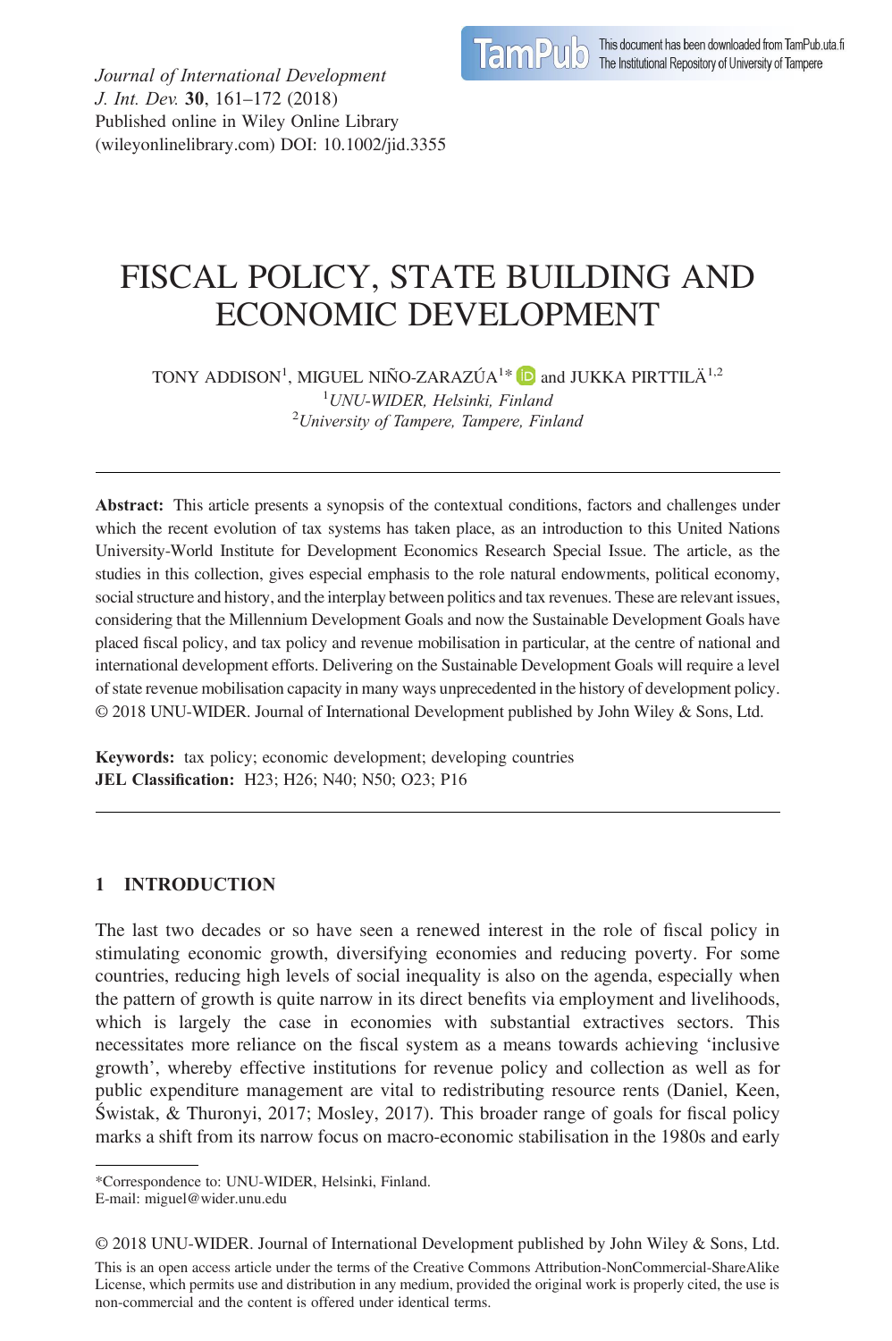# FISCAL POLICY, STATE BUILDING AND ECONOMIC DEVELOPMENT

TONY ADDISON[1], MIGUEL NIÑO-ZARAZÚA[1]* and JUKKA PIRTTILÄ[1,2]

[1] *UNU-WIDER, Helsinki, Finland*

[2] *University of Tampere, Tampere, Finland*

---

**Abstract:** This article presents a synopsis of the contextual conditions, factors and challenges under which the recent evolution of tax systems has taken place, as an introduction to this United Nations University-World Institute for Development Economics Research Special Issue. The article, as the studies in this collection, gives especial emphasis to the role natural endowments, political economy, social structure and history, and the interplay between politics and tax revenues. These are relevant issues, considering that the Millennium Development Goals and now the Sustainable Development Goals have placed fiscal policy, and tax policy and revenue mobilisation in particular, at the centre of national and international development efforts. Delivering on the Sustainable Development Goals will require a level of state revenue mobilisation capacity in many ways unprecedented in the history of development policy. © 2018 UNU-WIDER. Journal of International Development published by John Wiley & Sons, Ltd.

**Keywords:** tax policy; economic development; developing countries
**JEL Classification:** H23; H26; N40; N50; O23; P16

---

## 1 INTRODUCTION

The last two decades or so have seen a renewed interest in the role of fiscal policy in stimulating economic growth, diversifying economies and reducing poverty. For some countries, reducing high levels of social inequality is also on the agenda, especially when the pattern of growth is quite narrow in its direct benefits via employment and livelihoods, which is largely the case in economies with substantial extractives sectors. This necessitates more reliance on the fiscal system as a means towards achieving 'inclusive growth', whereby effective institutions for revenue policy and collection as well as for public expenditure management are vital to redistributing resource rents (Daniel, Keen, Świstak, & Thuronyi, 2017; Mosley, 2017). This broader range of goals for fiscal policy marks a shift from its narrow focus on macro-economic stabilisation in the 1980s and early

---

*Correspondence to: UNU-WIDER, Helsinki, Finland.
E-mail: miguel@wider.unu.edu

© 2018 UNU-WIDER. Journal of International Development published by John Wiley & Sons, Ltd.
This is an open access article under the terms of the Creative Commons Attribution-NonCommercial-ShareAlike License, which permits use and distribution in any medium, provided the original work is properly cited, the use is non-commercial and the content is offered under identical terms.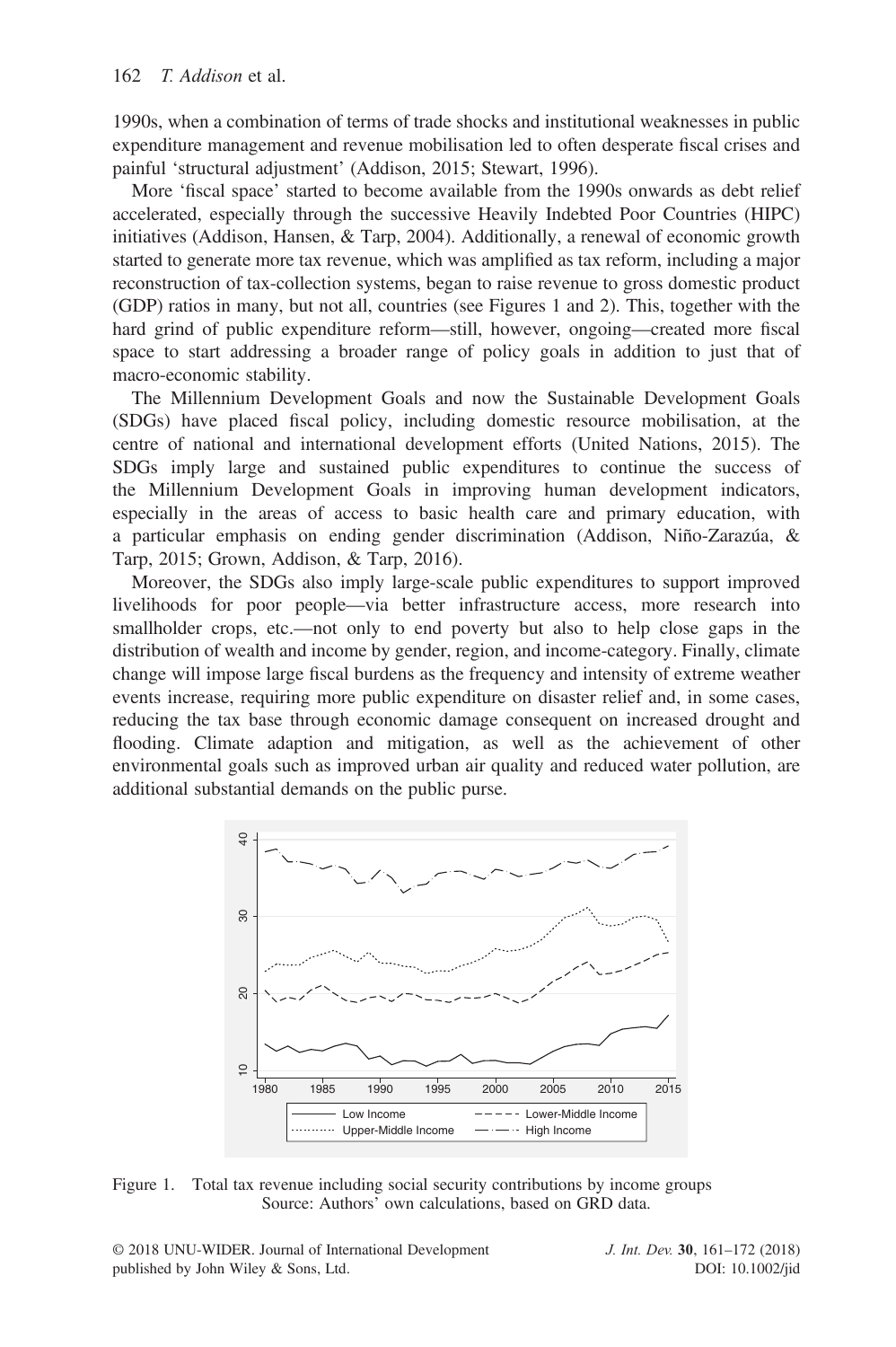1990s, when a combination of terms of trade shocks and institutional weaknesses in public expenditure management and revenue mobilisation led to often desperate fiscal crises and painful 'structural adjustment' (Addison, 2015; Stewart, 1996).

More 'fiscal space' started to become available from the 1990s onwards as debt relief accelerated, especially through the successive Heavily Indebted Poor Countries (HIPC) initiatives (Addison, Hansen, & Tarp, 2004). Additionally, a renewal of economic growth started to generate more tax revenue, which was amplified as tax reform, including a major reconstruction of tax-collection systems, began to raise revenue to gross domestic product (GDP) ratios in many, but not all, countries (see Figures 1 and 2). This, together with the hard grind of public expenditure reform—still, however, ongoing—created more fiscal space to start addressing a broader range of policy goals in addition to just that of macro-economic stability.

The Millennium Development Goals and now the Sustainable Development Goals (SDGs) have placed fiscal policy, including domestic resource mobilisation, at the centre of national and international development efforts (United Nations, 2015). The SDGs imply large and sustained public expenditures to continue the success of the Millennium Development Goals in improving human development indicators, especially in the areas of access to basic health care and primary education, with a particular emphasis on ending gender discrimination (Addison, Niño-Zarazúa, & Tarp, 2015; Grown, Addison, & Tarp, 2016).

Moreover, the SDGs also imply large-scale public expenditures to support improved livelihoods for poor people—via better infrastructure access, more research into smallholder crops, etc.—not only to end poverty but also to help close gaps in the distribution of wealth and income by gender, region, and income-category. Finally, climate change will impose large fiscal burdens as the frequency and intensity of extreme weather events increase, requiring more public expenditure on disaster relief and, in some cases, reducing the tax base through economic damage consequent on increased drought and flooding. Climate adaption and mitigation, as well as the achievement of other environmental goals such as improved urban air quality and reduced water pollution, are additional substantial demands on the public purse.

Figure 1. Total tax revenue including social security contributions by income groups
Source: Authors' own calculations, based on GRD data.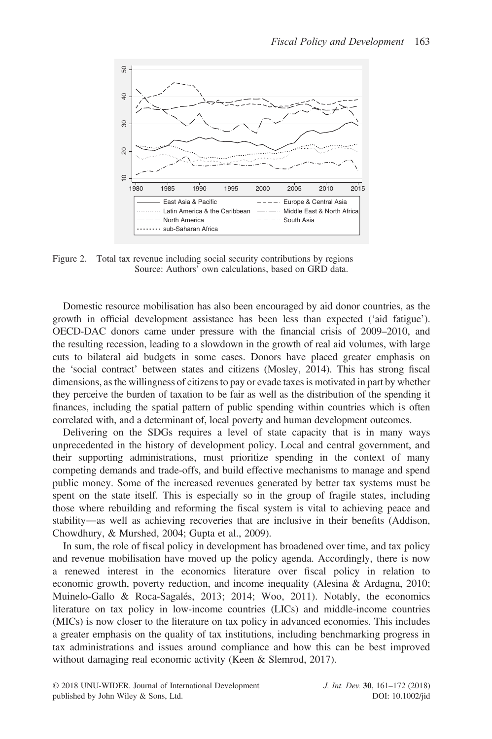Figure 2. Total tax revenue including social security contributions by regions
Source: Authors' own calculations, based on GRD data.

Domestic resource mobilisation has also been encouraged by aid donor countries, as the growth in official development assistance has been less than expected ('aid fatigue'). OECD-DAC donors came under pressure with the financial crisis of 2009–2010, and the resulting recession, leading to a slowdown in the growth of real aid volumes, with large cuts to bilateral aid budgets in some cases. Donors have placed greater emphasis on the 'social contract' between states and citizens (Mosley, 2014). This has strong fiscal dimensions, as the willingness of citizens to pay or evade taxes is motivated in part by whether they perceive the burden of taxation to be fair as well as the distribution of the spending it finances, including the spatial pattern of public spending within countries which is often correlated with, and a determinant of, local poverty and human development outcomes.

Delivering on the SDGs requires a level of state capacity that is in many ways unprecedented in the history of development policy. Local and central government, and their supporting administrations, must prioritize spending in the context of many competing demands and trade-offs, and build effective mechanisms to manage and spend public money. Some of the increased revenues generated by better tax systems must be spent on the state itself. This is especially so in the group of fragile states, including those where rebuilding and reforming the fiscal system is vital to achieving peace and stability—as well as achieving recoveries that are inclusive in their benefits (Addison, Chowdhury, & Murshed, 2004; Gupta et al., 2009).

In sum, the role of fiscal policy in development has broadened over time, and tax policy and revenue mobilisation have moved up the policy agenda. Accordingly, there is now a renewed interest in the economics literature over fiscal policy in relation to economic growth, poverty reduction, and income inequality (Alesina & Ardagna, 2010; Muinelo-Gallo & Roca-Sagalés, 2013; 2014; Woo, 2011). Notably, the economics literature on tax policy in low-income countries (LICs) and middle-income countries (MICs) is now closer to the literature on tax policy in advanced economies. This includes a greater emphasis on the quality of tax institutions, including benchmarking progress in tax administrations and issues around compliance and how this can be best improved without damaging real economic activity (Keen & Slemrod, 2017).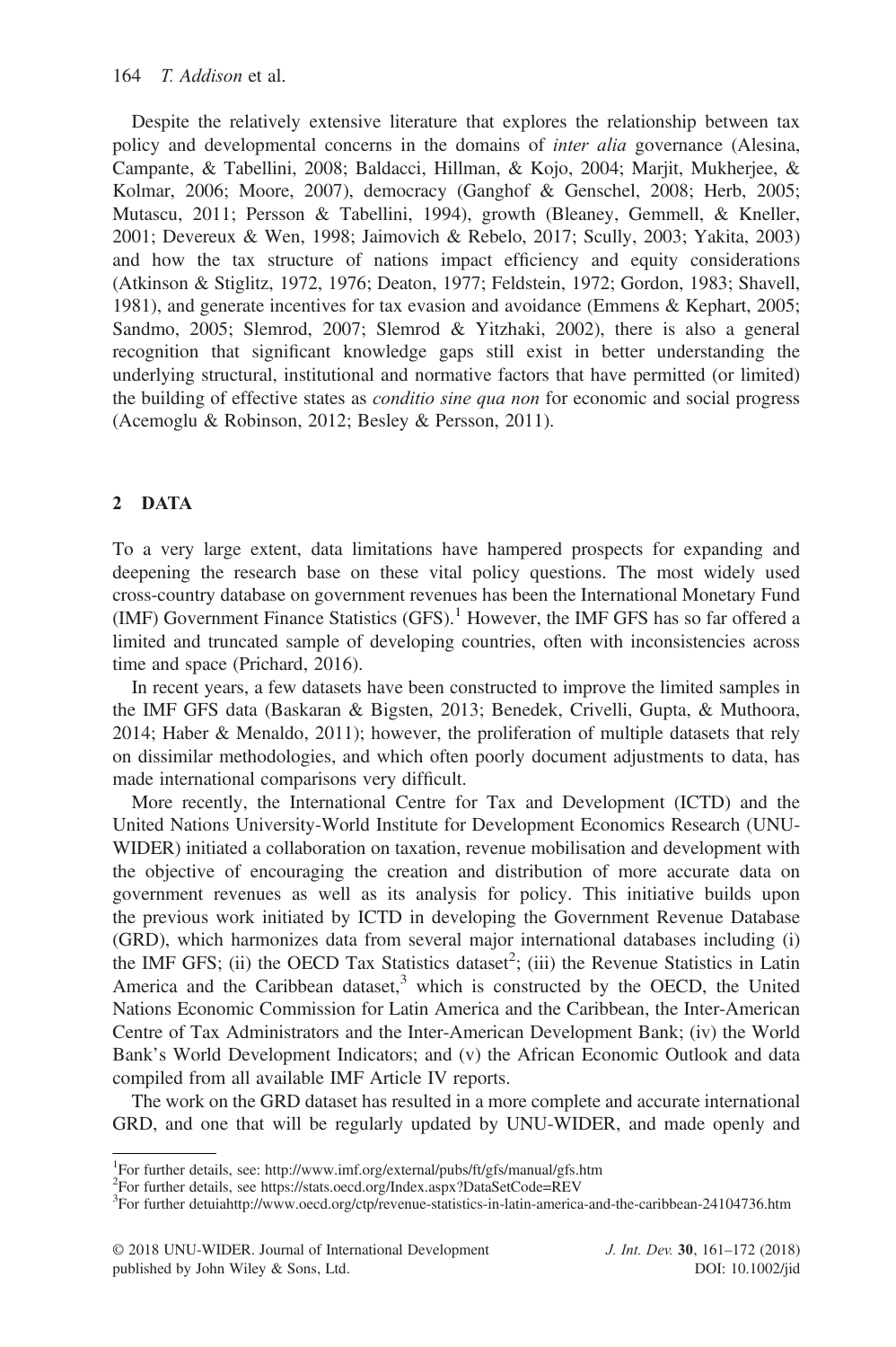Despite the relatively extensive literature that explores the relationship between tax policy and developmental concerns in the domains of *inter alia* governance (Alesina, Campante, & Tabellini, 2008; Baldacci, Hillman, & Kojo, 2004; Marjit, Mukherjee, & Kolmar, 2006; Moore, 2007), democracy (Ganghof & Genschel, 2008; Herb, 2005; Mutascu, 2011; Persson & Tabellini, 1994), growth (Bleaney, Gemmell, & Kneller, 2001; Devereux & Wen, 1998; Jaimovich & Rebelo, 2017; Scully, 2003; Yakita, 2003) and how the tax structure of nations impact efficiency and equity considerations (Atkinson & Stiglitz, 1972, 1976; Deaton, 1977; Feldstein, 1972; Gordon, 1983; Shavell, 1981), and generate incentives for tax evasion and avoidance (Emmens & Kephart, 2005; Sandmo, 2005; Slemrod, 2007; Slemrod & Yitzhaki, 2002), there is also a general recognition that significant knowledge gaps still exist in better understanding the underlying structural, institutional and normative factors that have permitted (or limited) the building of effective states as *conditio sine qua non* for economic and social progress (Acemoglu & Robinson, 2012; Besley & Persson, 2011).

## 2 DATA

To a very large extent, data limitations have hampered prospects for expanding and deepening the research base on these vital policy questions. The most widely used cross-country database on government revenues has been the International Monetary Fund (IMF) Government Finance Statistics (GFS).[1] However, the IMF GFS has so far offered a limited and truncated sample of developing countries, often with inconsistencies across time and space (Prichard, 2016).

In recent years, a few datasets have been constructed to improve the limited samples in the IMF GFS data (Baskaran & Bigsten, 2013; Benedek, Crivelli, Gupta, & Muthoora, 2014; Haber & Menaldo, 2011); however, the proliferation of multiple datasets that rely on dissimilar methodologies, and which often poorly document adjustments to data, has made international comparisons very difficult.

More recently, the International Centre for Tax and Development (ICTD) and the United Nations University-World Institute for Development Economics Research (UNU-WIDER) initiated a collaboration on taxation, revenue mobilisation and development with the objective of encouraging the creation and distribution of more accurate data on government revenues as well as its analysis for policy. This initiative builds upon the previous work initiated by ICTD in developing the Government Revenue Database (GRD), which harmonizes data from several major international databases including (i) the IMF GFS; (ii) the OECD Tax Statistics dataset[2]; (iii) the Revenue Statistics in Latin America and the Caribbean dataset,[3] which is constructed by the OECD, the United Nations Economic Commission for Latin America and the Caribbean, the Inter-American Centre of Tax Administrators and the Inter-American Development Bank; (iv) the World Bank's World Development Indicators; and (v) the African Economic Outlook and data compiled from all available IMF Article IV reports.

The work on the GRD dataset has resulted in a more complete and accurate international GRD, and one that will be regularly updated by UNU-WIDER, and made openly and

---

[1]For further details, see: http://www.imf.org/external/pubs/ft/gfs/manual/gfs.htm

[2]For further details, see https://stats.oecd.org/Index.aspx?DataSetCode=REV

[3]For further detuiahttp://www.oecd.org/ctp/revenue-statistics-in-latin-america-and-the-caribbean-24104736.htm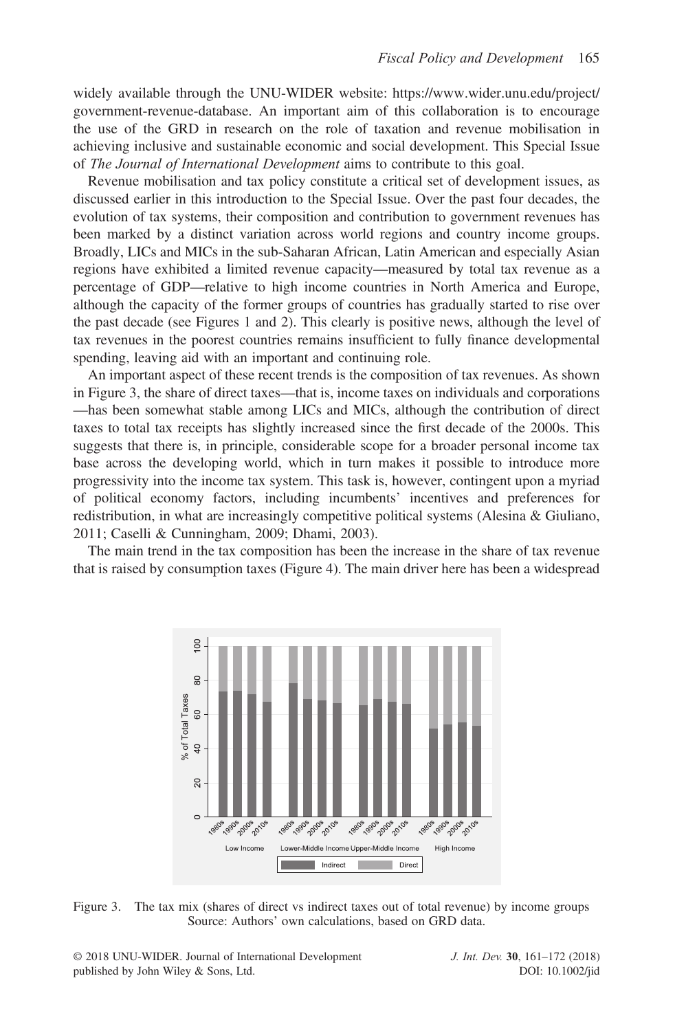widely available through the UNU-WIDER website: https://www.wider.unu.edu/project/government-revenue-database. An important aim of this collaboration is to encourage the use of the GRD in research on the role of taxation and revenue mobilisation in achieving inclusive and sustainable economic and social development. This Special Issue of *The Journal of International Development* aims to contribute to this goal.

Revenue mobilisation and tax policy constitute a critical set of development issues, as discussed earlier in this introduction to the Special Issue. Over the past four decades, the evolution of tax systems, their composition and contribution to government revenues has been marked by a distinct variation across world regions and country income groups. Broadly, LICs and MICs in the sub-Saharan African, Latin American and especially Asian regions have exhibited a limited revenue capacity—measured by total tax revenue as a percentage of GDP—relative to high income countries in North America and Europe, although the capacity of the former groups of countries has gradually started to rise over the past decade (see Figures 1 and 2). This clearly is positive news, although the level of tax revenues in the poorest countries remains insufficient to fully finance developmental spending, leaving aid with an important and continuing role.

An important aspect of these recent trends is the composition of tax revenues. As shown in Figure 3, the share of direct taxes—that is, income taxes on individuals and corporations—has been somewhat stable among LICs and MICs, although the contribution of direct taxes to total tax receipts has slightly increased since the first decade of the 2000s. This suggests that there is, in principle, considerable scope for a broader personal income tax base across the developing world, which in turn makes it possible to introduce more progressivity into the income tax system. This task is, however, contingent upon a myriad of political economy factors, including incumbents' incentives and preferences for redistribution, in what are increasingly competitive political systems (Alesina & Giuliano, 2011; Caselli & Cunningham, 2009; Dhami, 2003).

The main trend in the tax composition has been the increase in the share of tax revenue that is raised by consumption taxes (Figure 4). The main driver here has been a widespread

Figure 3. The tax mix (shares of direct vs indirect taxes out of total revenue) by income groups
Source: Authors' own calculations, based on GRD data.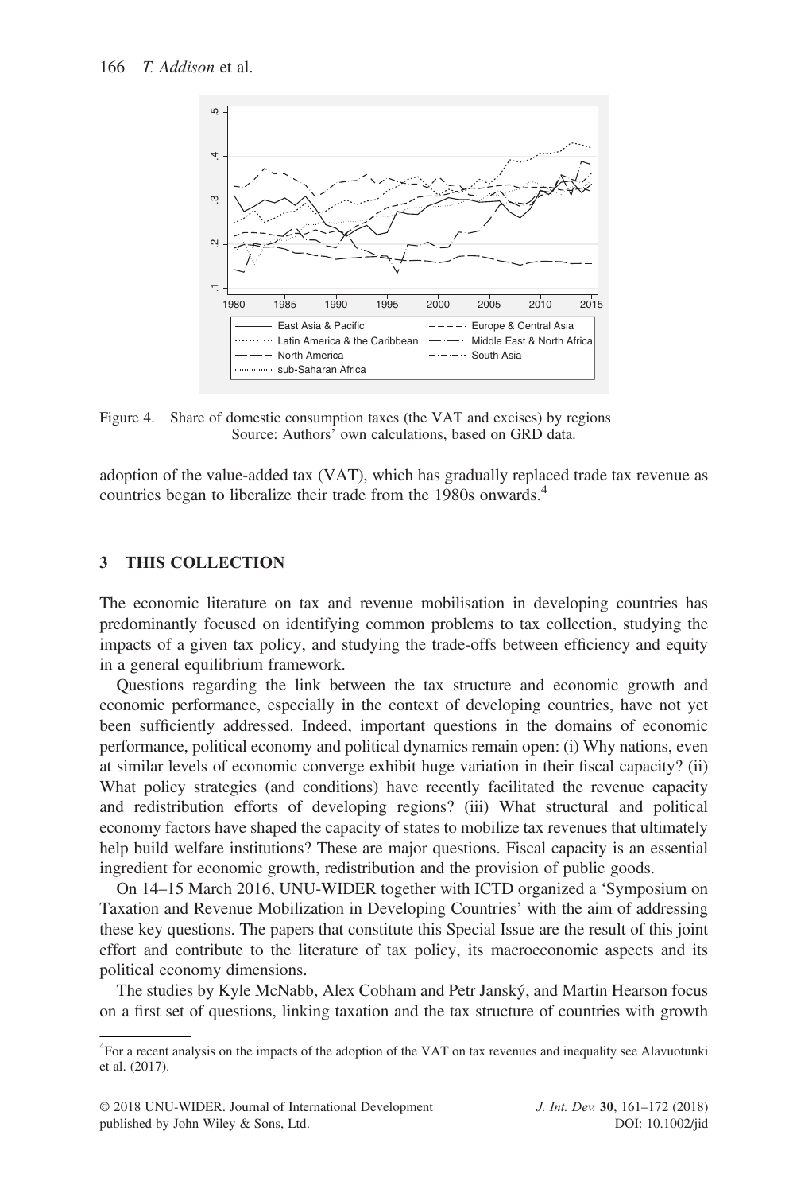Figure 4. Share of domestic consumption taxes (the VAT and excises) by regions
Source: Authors' own calculations, based on GRD data.

adoption of the value-added tax (VAT), which has gradually replaced trade tax revenue as countries began to liberalize their trade from the 1980s onwards.[4]

## 3 THIS COLLECTION

The economic literature on tax and revenue mobilisation in developing countries has predominantly focused on identifying common problems to tax collection, studying the impacts of a given tax policy, and studying the trade-offs between efficiency and equity in a general equilibrium framework.

Questions regarding the link between the tax structure and economic growth and economic performance, especially in the context of developing countries, have not yet been sufficiently addressed. Indeed, important questions in the domains of economic performance, political economy and political dynamics remain open: (i) Why nations, even at similar levels of economic converge exhibit huge variation in their fiscal capacity? (ii) What policy strategies (and conditions) have recently facilitated the revenue capacity and redistribution efforts of developing regions? (iii) What structural and political economy factors have shaped the capacity of states to mobilize tax revenues that ultimately help build welfare institutions? These are major questions. Fiscal capacity is an essential ingredient for economic growth, redistribution and the provision of public goods.

On 14–15 March 2016, UNU-WIDER together with ICTD organized a 'Symposium on Taxation and Revenue Mobilization in Developing Countries' with the aim of addressing these key questions. The papers that constitute this Special Issue are the result of this joint effort and contribute to the literature of tax policy, its macroeconomic aspects and its political economy dimensions.

The studies by Kyle McNabb, Alex Cobham and Petr Janský, and Martin Hearson focus on a first set of questions, linking taxation and the tax structure of countries with growth

[4]For a recent analysis on the impacts of the adoption of the VAT on tax revenues and inequality see Alavuotunki et al. (2017).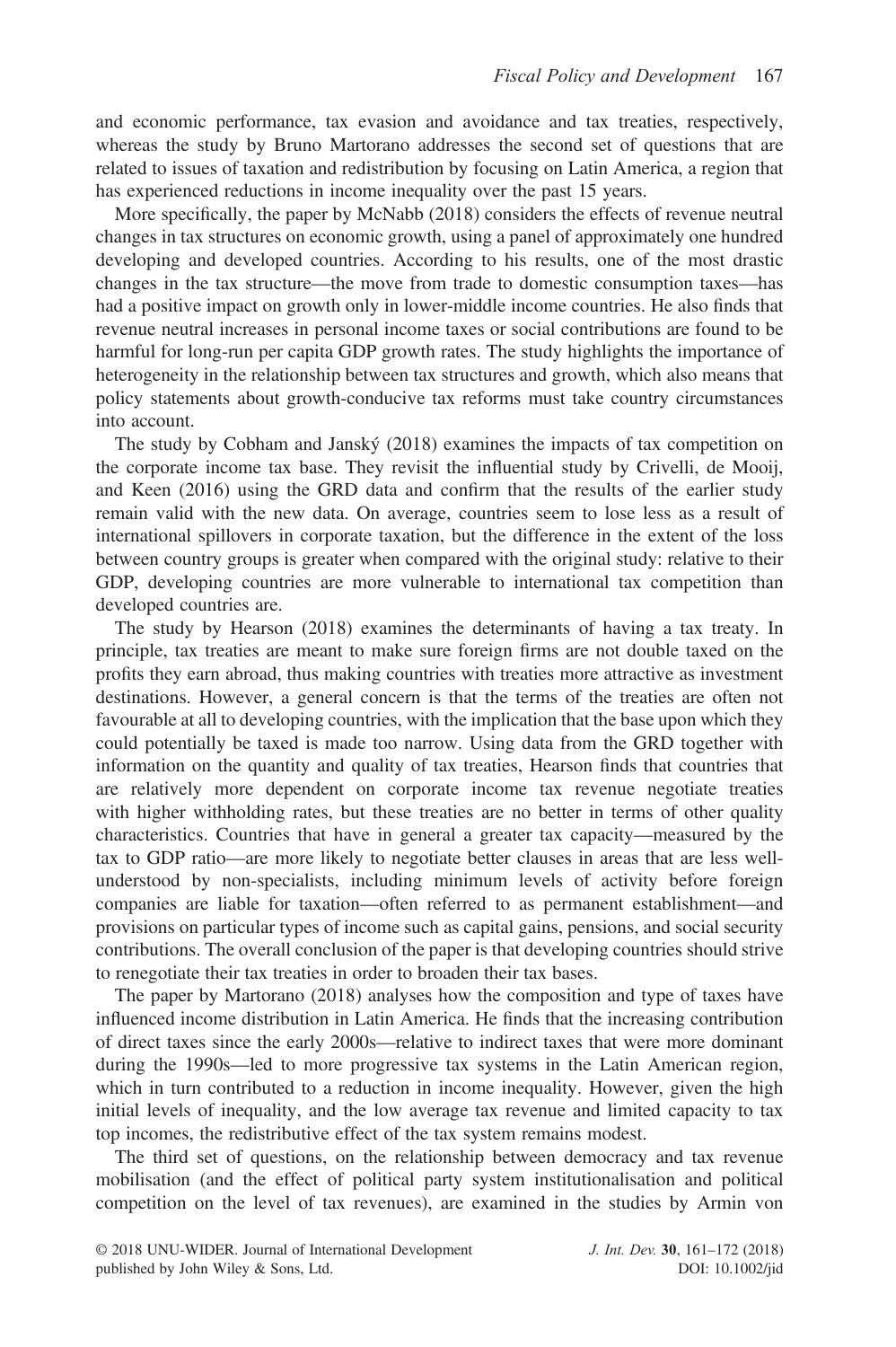and economic performance, tax evasion and avoidance and tax treaties, respectively, whereas the study by Bruno Martorano addresses the second set of questions that are related to issues of taxation and redistribution by focusing on Latin America, a region that has experienced reductions in income inequality over the past 15 years.

More specifically, the paper by McNabb (2018) considers the effects of revenue neutral changes in tax structures on economic growth, using a panel of approximately one hundred developing and developed countries. According to his results, one of the most drastic changes in the tax structure—the move from trade to domestic consumption taxes—has had a positive impact on growth only in lower-middle income countries. He also finds that revenue neutral increases in personal income taxes or social contributions are found to be harmful for long-run per capita GDP growth rates. The study highlights the importance of heterogeneity in the relationship between tax structures and growth, which also means that policy statements about growth-conducive tax reforms must take country circumstances into account.

The study by Cobham and Janský (2018) examines the impacts of tax competition on the corporate income tax base. They revisit the influential study by Crivelli, de Mooij, and Keen (2016) using the GRD data and confirm that the results of the earlier study remain valid with the new data. On average, countries seem to lose less as a result of international spillovers in corporate taxation, but the difference in the extent of the loss between country groups is greater when compared with the original study: relative to their GDP, developing countries are more vulnerable to international tax competition than developed countries are.

The study by Hearson (2018) examines the determinants of having a tax treaty. In principle, tax treaties are meant to make sure foreign firms are not double taxed on the profits they earn abroad, thus making countries with treaties more attractive as investment destinations. However, a general concern is that the terms of the treaties are often not favourable at all to developing countries, with the implication that the base upon which they could potentially be taxed is made too narrow. Using data from the GRD together with information on the quantity and quality of tax treaties, Hearson finds that countries that are relatively more dependent on corporate income tax revenue negotiate treaties with higher withholding rates, but these treaties are no better in terms of other quality characteristics. Countries that have in general a greater tax capacity—measured by the tax to GDP ratio—are more likely to negotiate better clauses in areas that are less well-understood by non-specialists, including minimum levels of activity before foreign companies are liable for taxation—often referred to as permanent establishment—and provisions on particular types of income such as capital gains, pensions, and social security contributions. The overall conclusion of the paper is that developing countries should strive to renegotiate their tax treaties in order to broaden their tax bases.

The paper by Martorano (2018) analyses how the composition and type of taxes have influenced income distribution in Latin America. He finds that the increasing contribution of direct taxes since the early 2000s—relative to indirect taxes that were more dominant during the 1990s—led to more progressive tax systems in the Latin American region, which in turn contributed to a reduction in income inequality. However, given the high initial levels of inequality, and the low average tax revenue and limited capacity to tax top incomes, the redistributive effect of the tax system remains modest.

The third set of questions, on the relationship between democracy and tax revenue mobilisation (and the effect of political party system institutionalisation and political competition on the level of tax revenues), are examined in the studies by Armin von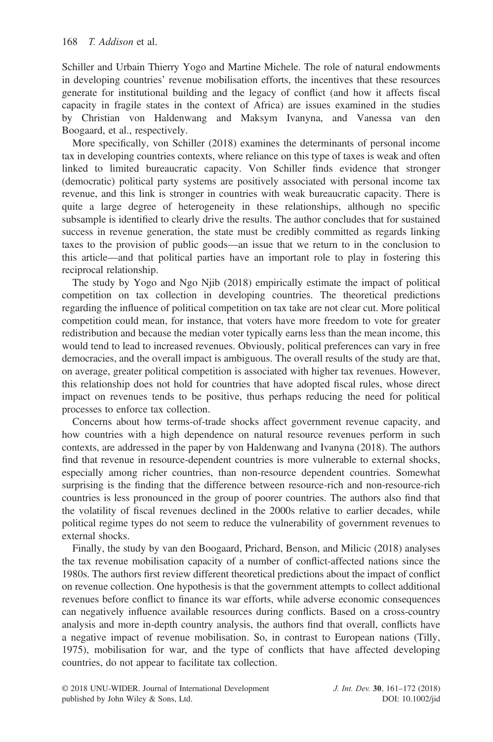Schiller and Urbain Thierry Yogo and Martine Michele. The role of natural endowments in developing countries' revenue mobilisation efforts, the incentives that these resources generate for institutional building and the legacy of conflict (and how it affects fiscal capacity in fragile states in the context of Africa) are issues examined in the studies by Christian von Haldenwang and Maksym Ivanyna, and Vanessa van den Boogaard, et al., respectively.

More specifically, von Schiller (2018) examines the determinants of personal income tax in developing countries contexts, where reliance on this type of taxes is weak and often linked to limited bureaucratic capacity. Von Schiller finds evidence that stronger (democratic) political party systems are positively associated with personal income tax revenue, and this link is stronger in countries with weak bureaucratic capacity. There is quite a large degree of heterogeneity in these relationships, although no specific subsample is identified to clearly drive the results. The author concludes that for sustained success in revenue generation, the state must be credibly committed as regards linking taxes to the provision of public goods—an issue that we return to in the conclusion to this article—and that political parties have an important role to play in fostering this reciprocal relationship.

The study by Yogo and Ngo Njib (2018) empirically estimate the impact of political competition on tax collection in developing countries. The theoretical predictions regarding the influence of political competition on tax take are not clear cut. More political competition could mean, for instance, that voters have more freedom to vote for greater redistribution and because the median voter typically earns less than the mean income, this would tend to lead to increased revenues. Obviously, political preferences can vary in free democracies, and the overall impact is ambiguous. The overall results of the study are that, on average, greater political competition is associated with higher tax revenues. However, this relationship does not hold for countries that have adopted fiscal rules, whose direct impact on revenues tends to be positive, thus perhaps reducing the need for political processes to enforce tax collection.

Concerns about how terms-of-trade shocks affect government revenue capacity, and how countries with a high dependence on natural resource revenues perform in such contexts, are addressed in the paper by von Haldenwang and Ivanyna (2018). The authors find that revenue in resource-dependent countries is more vulnerable to external shocks, especially among richer countries, than non-resource dependent countries. Somewhat surprising is the finding that the difference between resource-rich and non-resource-rich countries is less pronounced in the group of poorer countries. The authors also find that the volatility of fiscal revenues declined in the 2000s relative to earlier decades, while political regime types do not seem to reduce the vulnerability of government revenues to external shocks.

Finally, the study by van den Boogaard, Prichard, Benson, and Milicic (2018) analyses the tax revenue mobilisation capacity of a number of conflict-affected nations since the 1980s. The authors first review different theoretical predictions about the impact of conflict on revenue collection. One hypothesis is that the government attempts to collect additional revenues before conflict to finance its war efforts, while adverse economic consequences can negatively influence available resources during conflicts. Based on a cross-country analysis and more in-depth country analysis, the authors find that overall, conflicts have a negative impact of revenue mobilisation. So, in contrast to European nations (Tilly, 1975), mobilisation for war, and the type of conflicts that have affected developing countries, do not appear to facilitate tax collection.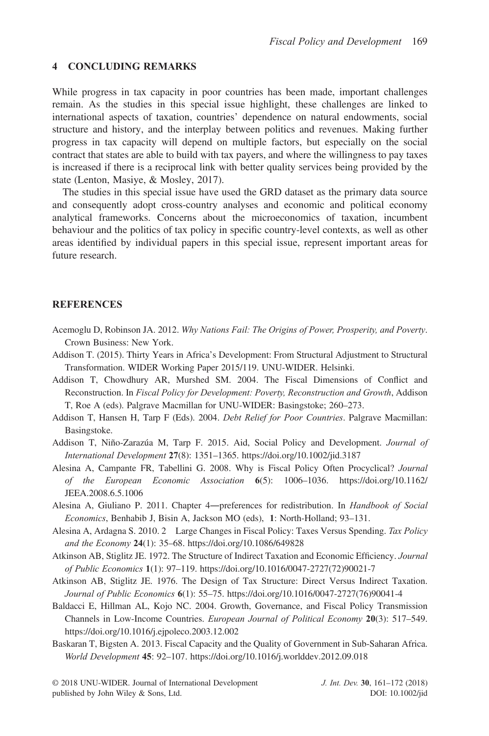## 4 CONCLUDING REMARKS

While progress in tax capacity in poor countries has been made, important challenges remain. As the studies in this special issue highlight, these challenges are linked to international aspects of taxation, countries' dependence on natural endowments, social structure and history, and the interplay between politics and revenues. Making further progress in tax capacity will depend on multiple factors, but especially on the social contract that states are able to build with tax payers, and where the willingness to pay taxes is increased if there is a reciprocal link with better quality services being provided by the state (Lenton, Masiye, & Mosley, 2017).

The studies in this special issue have used the GRD dataset as the primary data source and consequently adopt cross-country analyses and economic and political economy analytical frameworks. Concerns about the microeconomics of taxation, incumbent behaviour and the politics of tax policy in specific country-level contexts, as well as other areas identified by individual papers in this special issue, represent important areas for future research.

## REFERENCES

Acemoglu D, Robinson JA. 2012. *Why Nations Fail: The Origins of Power, Prosperity, and Poverty*. Crown Business: New York.

Addison T. (2015). Thirty Years in Africa's Development: From Structural Adjustment to Structural Transformation. WIDER Working Paper 2015/119. UNU-WIDER. Helsinki.

Addison T, Chowdhury AR, Murshed SM. 2004. The Fiscal Dimensions of Conflict and Reconstruction. In *Fiscal Policy for Development: Poverty, Reconstruction and Growth*, Addison T, Roe A (eds). Palgrave Macmillan for UNU-WIDER: Basingstoke; 260–273.

Addison T, Hansen H, Tarp F (Eds). 2004. *Debt Relief for Poor Countries*. Palgrave Macmillan: Basingstoke.

Addison T, Niño-Zarazúa M, Tarp F. 2015. Aid, Social Policy and Development. *Journal of International Development* **27**(8): 1351–1365. https://doi.org/10.1002/jid.3187

Alesina A, Campante FR, Tabellini G. 2008. Why is Fiscal Policy Often Procyclical? *Journal of the European Economic Association* **6**(5): 1006–1036. https://doi.org/10.1162/JEEA.2008.6.5.1006

Alesina A, Giuliano P. 2011. Chapter 4—preferences for redistribution. In *Handbook of Social Economics*, Benhabib J, Bisin A, Jackson MO (eds), **1**: North-Holland; 93–131.

Alesina A, Ardagna S. 2010. 2 Large Changes in Fiscal Policy: Taxes Versus Spending. *Tax Policy and the Economy* **24**(1): 35–68. https://doi.org/10.1086/649828

Atkinson AB, Stiglitz JE. 1972. The Structure of Indirect Taxation and Economic Efficiency. *Journal of Public Economics* **1**(1): 97–119. https://doi.org/10.1016/0047-2727(72)90021-7

Atkinson AB, Stiglitz JE. 1976. The Design of Tax Structure: Direct Versus Indirect Taxation. *Journal of Public Economics* **6**(1): 55–75. https://doi.org/10.1016/0047-2727(76)90041-4

Baldacci E, Hillman AL, Kojo NC. 2004. Growth, Governance, and Fiscal Policy Transmission Channels in Low-Income Countries. *European Journal of Political Economy* **20**(3): 517–549. https://doi.org/10.1016/j.ejpoleco.2003.12.002

Baskaran T, Bigsten A. 2013. Fiscal Capacity and the Quality of Government in Sub-Saharan Africa. *World Development* **45**: 92–107. https://doi.org/10.1016/j.worlddev.2012.09.018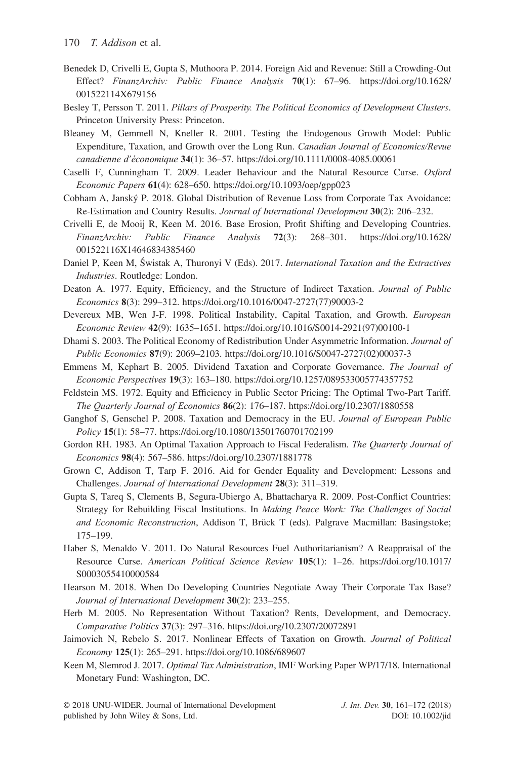Benedek D, Crivelli E, Gupta S, Muthoora P. 2014. Foreign Aid and Revenue: Still a Crowding-Out Effect? *FinanzArchiv: Public Finance Analysis* **70**(1): 67–96. https://doi.org/10.1628/001522114X679156

Besley T, Persson T. 2011. *Pillars of Prosperity. The Political Economics of Development Clusters*. Princeton University Press: Princeton.

Bleaney M, Gemmell N, Kneller R. 2001. Testing the Endogenous Growth Model: Public Expenditure, Taxation, and Growth over the Long Run. *Canadian Journal of Economics/Revue canadienne d'économique* **34**(1): 36–57. https://doi.org/10.1111/0008-4085.00061

Caselli F, Cunningham T. 2009. Leader Behaviour and the Natural Resource Curse. *Oxford Economic Papers* **61**(4): 628–650. https://doi.org/10.1093/oep/gpp023

Cobham A, Janský P. 2018. Global Distribution of Revenue Loss from Corporate Tax Avoidance: Re-Estimation and Country Results. *Journal of International Development* **30**(2): 206–232.

Crivelli E, de Mooij R, Keen M. 2016. Base Erosion, Profit Shifting and Developing Countries. *FinanzArchiv: Public Finance Analysis* **72**(3): 268–301. https://doi.org/10.1628/001522116X14646834385460

Daniel P, Keen M, Świstak A, Thuronyi V (Eds). 2017. *International Taxation and the Extractives Industries*. Routledge: London.

Deaton A. 1977. Equity, Efficiency, and the Structure of Indirect Taxation. *Journal of Public Economics* **8**(3): 299–312. https://doi.org/10.1016/0047-2727(77)90003-2

Devereux MB, Wen J-F. 1998. Political Instability, Capital Taxation, and Growth. *European Economic Review* **42**(9): 1635–1651. https://doi.org/10.1016/S0014-2921(97)00100-1

Dhami S. 2003. The Political Economy of Redistribution Under Asymmetric Information. *Journal of Public Economics* **87**(9): 2069–2103. https://doi.org/10.1016/S0047-2727(02)00037-3

Emmens M, Kephart B. 2005. Dividend Taxation and Corporate Governance. *The Journal of Economic Perspectives* **19**(3): 163–180. https://doi.org/10.1257/089533005774357752

Feldstein MS. 1972. Equity and Efficiency in Public Sector Pricing: The Optimal Two-Part Tariff. *The Quarterly Journal of Economics* **86**(2): 176–187. https://doi.org/10.2307/1880558

Ganghof S, Genschel P. 2008. Taxation and Democracy in the EU. *Journal of European Public Policy* **15**(1): 58–77. https://doi.org/10.1080/13501760701702199

Gordon RH. 1983. An Optimal Taxation Approach to Fiscal Federalism. *The Quarterly Journal of Economics* **98**(4): 567–586. https://doi.org/10.2307/1881778

Grown C, Addison T, Tarp F. 2016. Aid for Gender Equality and Development: Lessons and Challenges. *Journal of International Development* **28**(3): 311–319.

Gupta S, Tareq S, Clements B, Segura-Ubiergo A, Bhattacharya R. 2009. Post-Conflict Countries: Strategy for Rebuilding Fiscal Institutions. In *Making Peace Work: The Challenges of Social and Economic Reconstruction*, Addison T, Brück T (eds). Palgrave Macmillan: Basingstoke; 175–199.

Haber S, Menaldo V. 2011. Do Natural Resources Fuel Authoritarianism? A Reappraisal of the Resource Curse. *American Political Science Review* **105**(1): 1–26. https://doi.org/10.1017/S0003055410000584

Hearson M. 2018. When Do Developing Countries Negotiate Away Their Corporate Tax Base? *Journal of International Development* **30**(2): 233–255.

Herb M. 2005. No Representation Without Taxation? Rents, Development, and Democracy. *Comparative Politics* **37**(3): 297–316. https://doi.org/10.2307/20072891

Jaimovich N, Rebelo S. 2017. Nonlinear Effects of Taxation on Growth. *Journal of Political Economy* **125**(1): 265–291. https://doi.org/10.1086/689607

Keen M, Slemrod J. 2017. *Optimal Tax Administration*, IMF Working Paper WP/17/18. International Monetary Fund: Washington, DC.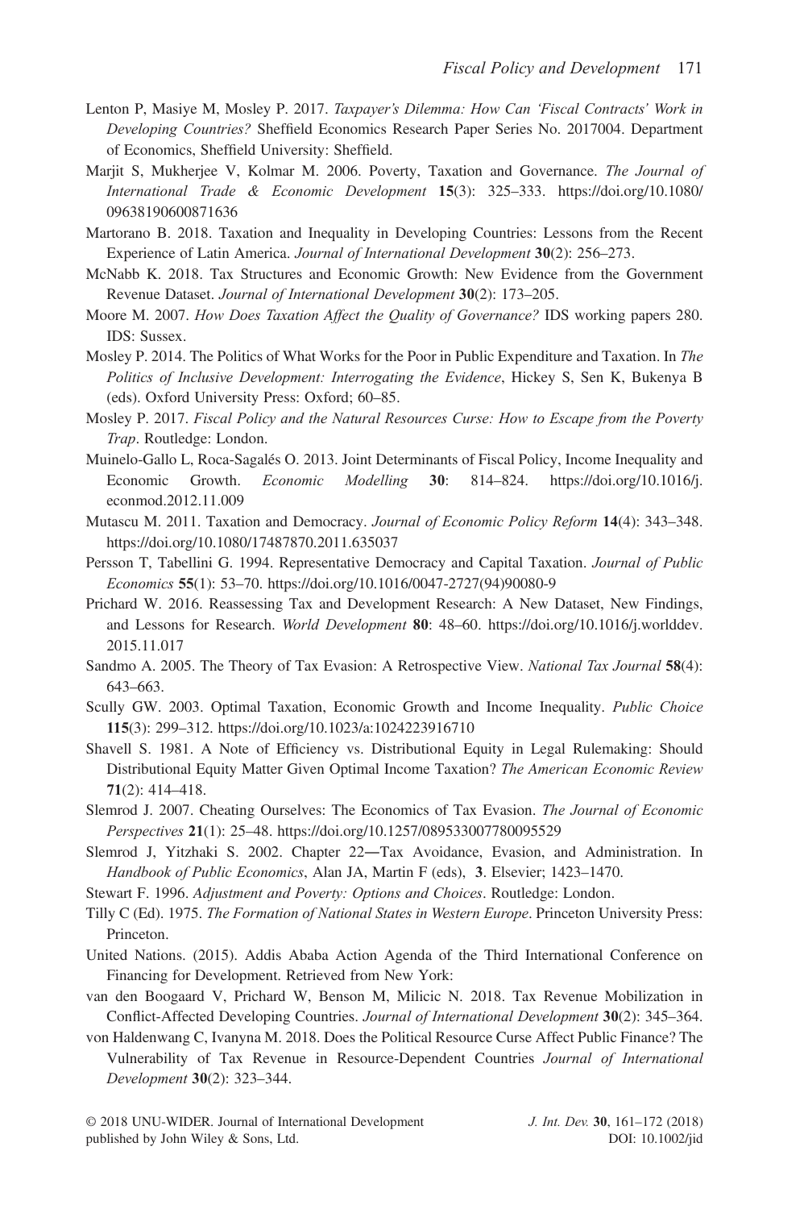Lenton P, Masiye M, Mosley P. 2017. *Taxpayer's Dilemma: How Can 'Fiscal Contracts' Work in Developing Countries?* Sheffield Economics Research Paper Series No. 2017004. Department of Economics, Sheffield University: Sheffield.

Marjit S, Mukherjee V, Kolmar M. 2006. Poverty, Taxation and Governance. *The Journal of International Trade & Economic Development* **15**(3): 325–333. https://doi.org/10.1080/09638190600871636

Martorano B. 2018. Taxation and Inequality in Developing Countries: Lessons from the Recent Experience of Latin America. *Journal of International Development* **30**(2): 256–273.

McNabb K. 2018. Tax Structures and Economic Growth: New Evidence from the Government Revenue Dataset. *Journal of International Development* **30**(2): 173–205.

Moore M. 2007. *How Does Taxation Affect the Quality of Governance?* IDS working papers 280. IDS: Sussex.

Mosley P. 2014. The Politics of What Works for the Poor in Public Expenditure and Taxation. In *The Politics of Inclusive Development: Interrogating the Evidence*, Hickey S, Sen K, Bukenya B (eds). Oxford University Press: Oxford; 60–85.

Mosley P. 2017. *Fiscal Policy and the Natural Resources Curse: How to Escape from the Poverty Trap*. Routledge: London.

Muinelo-Gallo L, Roca-Sagalés O. 2013. Joint Determinants of Fiscal Policy, Income Inequality and Economic Growth. *Economic Modelling* **30**: 814–824. https://doi.org/10.1016/j.econmod.2012.11.009

Mutascu M. 2011. Taxation and Democracy. *Journal of Economic Policy Reform* **14**(4): 343–348. https://doi.org/10.1080/17487870.2011.635037

Persson T, Tabellini G. 1994. Representative Democracy and Capital Taxation. *Journal of Public Economics* **55**(1): 53–70. https://doi.org/10.1016/0047-2727(94)90080-9

Prichard W. 2016. Reassessing Tax and Development Research: A New Dataset, New Findings, and Lessons for Research. *World Development* **80**: 48–60. https://doi.org/10.1016/j.worlddev.2015.11.017

Sandmo A. 2005. The Theory of Tax Evasion: A Retrospective View. *National Tax Journal* **58**(4): 643–663.

Scully GW. 2003. Optimal Taxation, Economic Growth and Income Inequality. *Public Choice* **115**(3): 299–312. https://doi.org/10.1023/a:1024223916710

Shavell S. 1981. A Note of Efficiency vs. Distributional Equity in Legal Rulemaking: Should Distributional Equity Matter Given Optimal Income Taxation? *The American Economic Review* **71**(2): 414–418.

Slemrod J. 2007. Cheating Ourselves: The Economics of Tax Evasion. *The Journal of Economic Perspectives* **21**(1): 25–48. https://doi.org/10.1257/089533007780095529

Slemrod J, Yitzhaki S. 2002. Chapter 22—Tax Avoidance, Evasion, and Administration. In *Handbook of Public Economics*, Alan JA, Martin F (eds), **3**. Elsevier; 1423–1470.

Stewart F. 1996. *Adjustment and Poverty: Options and Choices*. Routledge: London.

Tilly C (Ed). 1975. *The Formation of National States in Western Europe*. Princeton University Press: Princeton.

United Nations. (2015). Addis Ababa Action Agenda of the Third International Conference on Financing for Development. Retrieved from New York:

van den Boogaard V, Prichard W, Benson M, Milicic N. 2018. Tax Revenue Mobilization in Conflict-Affected Developing Countries. *Journal of International Development* **30**(2): 345–364.

von Haldenwang C, Ivanyna M. 2018. Does the Political Resource Curse Affect Public Finance? The Vulnerability of Tax Revenue in Resource-Dependent Countries *Journal of International Development* **30**(2): 323–344.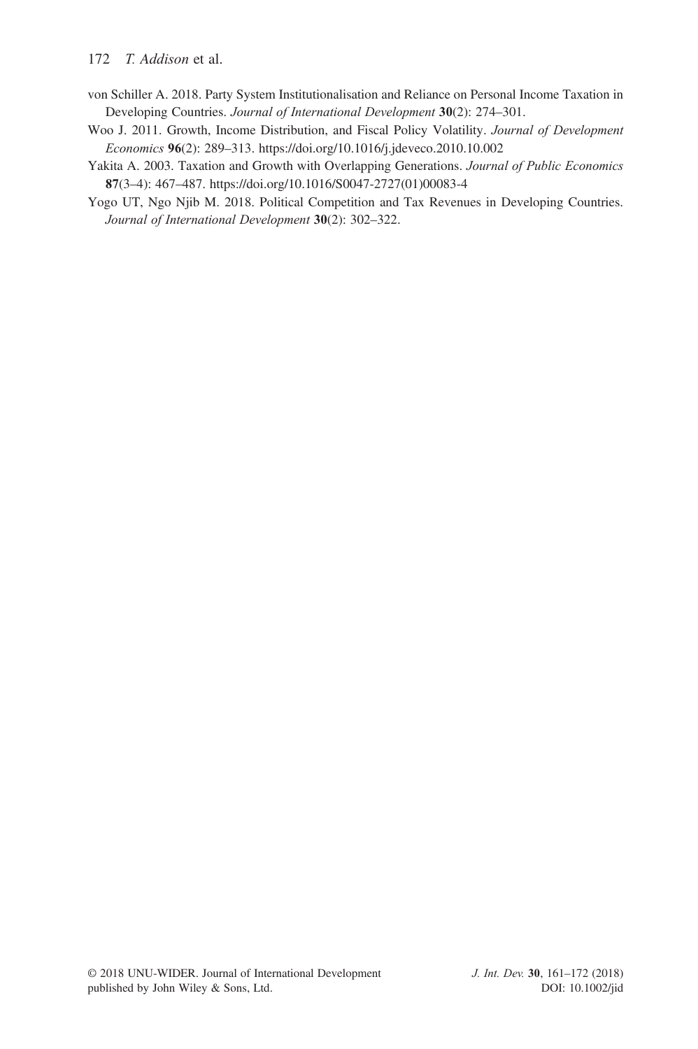von Schiller A. 2018. Party System Institutionalisation and Reliance on Personal Income Taxation in Developing Countries. *Journal of International Development* **30**(2): 274–301.

Woo J. 2011. Growth, Income Distribution, and Fiscal Policy Volatility. *Journal of Development Economics* **96**(2): 289–313. https://doi.org/10.1016/j.jdeveco.2010.10.002

Yakita A. 2003. Taxation and Growth with Overlapping Generations. *Journal of Public Economics* **87**(3–4): 467–487. https://doi.org/10.1016/S0047-2727(01)00083-4

Yogo UT, Ngo Njib M. 2018. Political Competition and Tax Revenues in Developing Countries. *Journal of International Development* **30**(2): 302–322.